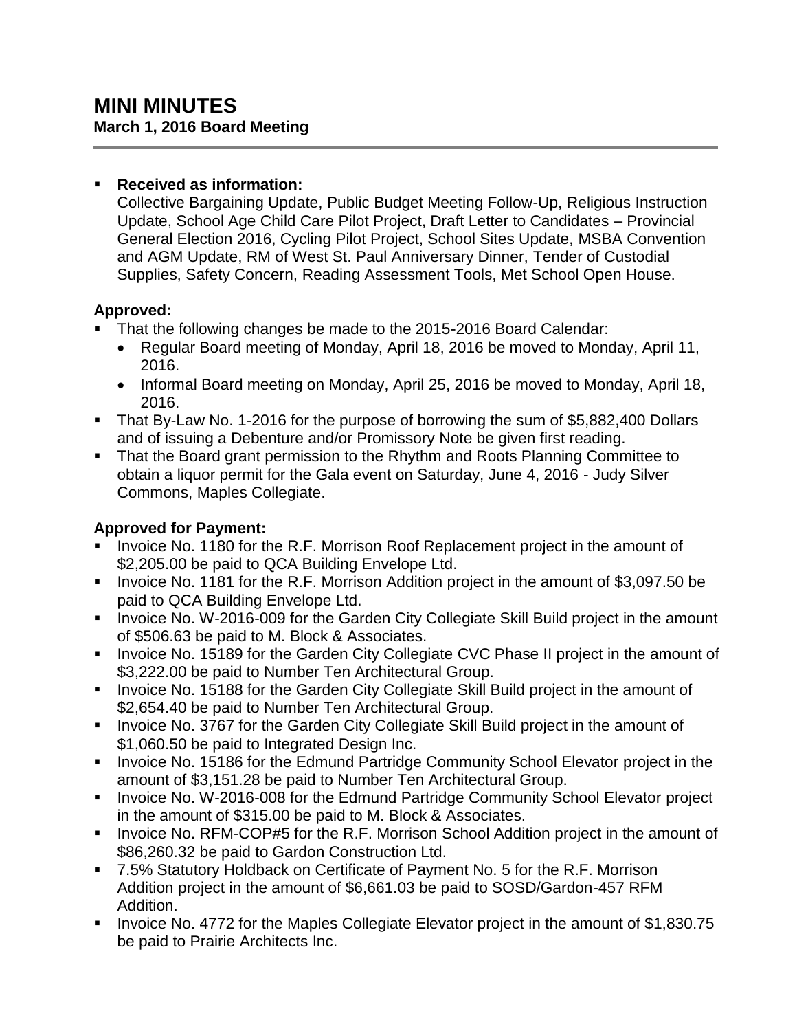# MINI MINUTES
**March 1, 2016 Board Meeting**

---

- **Received as information:**
  Collective Bargaining Update, Public Budget Meeting Follow-Up, Religious Instruction Update, School Age Child Care Pilot Project, Draft Letter to Candidates – Provincial General Election 2016, Cycling Pilot Project, School Sites Update, MSBA Convention and AGM Update, RM of West St. Paul Anniversary Dinner, Tender of Custodial Supplies, Safety Concern, Reading Assessment Tools, Met School Open House.

**Approved:**

- That the following changes be made to the 2015-2016 Board Calendar:
  - Regular Board meeting of Monday, April 18, 2016 be moved to Monday, April 11, 2016.
  - Informal Board meeting on Monday, April 25, 2016 be moved to Monday, April 18, 2016.
- That By-Law No. 1-2016 for the purpose of borrowing the sum of $5,882,400 Dollars and of issuing a Debenture and/or Promissory Note be given first reading.
- That the Board grant permission to the Rhythm and Roots Planning Committee to obtain a liquor permit for the Gala event on Saturday, June 4, 2016 - Judy Silver Commons, Maples Collegiate.

**Approved for Payment:**

- Invoice No. 1180 for the R.F. Morrison Roof Replacement project in the amount of $2,205.00 be paid to QCA Building Envelope Ltd.
- Invoice No. 1181 for the R.F. Morrison Addition project in the amount of $3,097.50 be paid to QCA Building Envelope Ltd.
- Invoice No. W-2016-009 for the Garden City Collegiate Skill Build project in the amount of $506.63 be paid to M. Block & Associates.
- Invoice No. 15189 for the Garden City Collegiate CVC Phase II project in the amount of $3,222.00 be paid to Number Ten Architectural Group.
- Invoice No. 15188 for the Garden City Collegiate Skill Build project in the amount of $2,654.40 be paid to Number Ten Architectural Group.
- Invoice No. 3767 for the Garden City Collegiate Skill Build project in the amount of $1,060.50 be paid to Integrated Design Inc.
- Invoice No. 15186 for the Edmund Partridge Community School Elevator project in the amount of $3,151.28 be paid to Number Ten Architectural Group.
- Invoice No. W-2016-008 for the Edmund Partridge Community School Elevator project in the amount of $315.00 be paid to M. Block & Associates.
- Invoice No. RFM-COP#5 for the R.F. Morrison School Addition project in the amount of $86,260.32 be paid to Gardon Construction Ltd.
- 7.5% Statutory Holdback on Certificate of Payment No. 5 for the R.F. Morrison Addition project in the amount of $6,661.03 be paid to SOSD/Gardon-457 RFM Addition.
- Invoice No. 4772 for the Maples Collegiate Elevator project in the amount of $1,830.75 be paid to Prairie Architects Inc.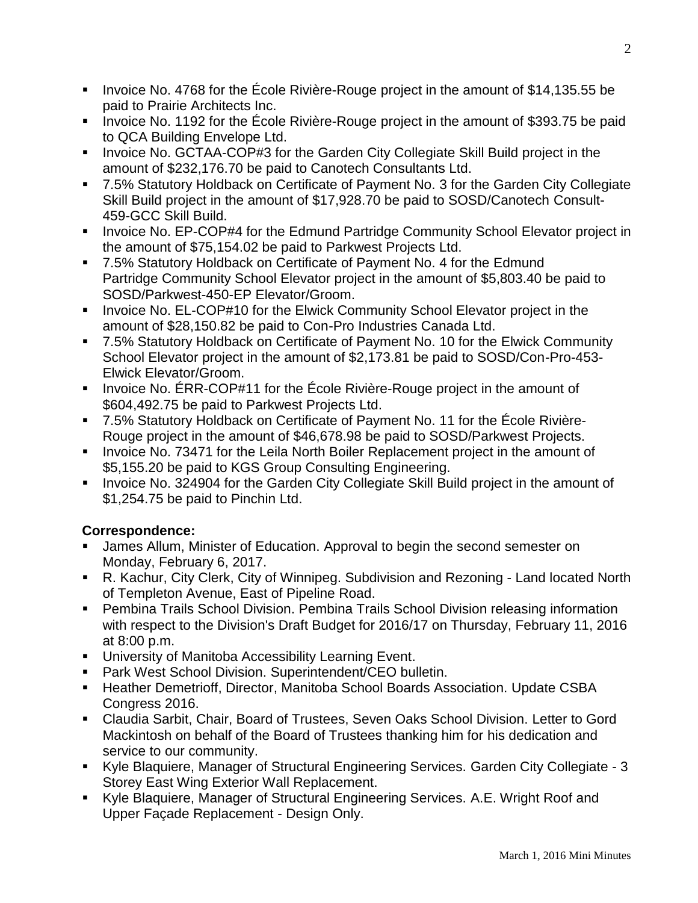- Invoice No. 4768 for the École Rivière-Rouge project in the amount of $14,135.55 be paid to Prairie Architects Inc.
- Invoice No. 1192 for the École Rivière-Rouge project in the amount of $393.75 be paid to QCA Building Envelope Ltd.
- Invoice No. GCTAA-COP#3 for the Garden City Collegiate Skill Build project in the amount of $232,176.70 be paid to Canotech Consultants Ltd.
- 7.5% Statutory Holdback on Certificate of Payment No. 3 for the Garden City Collegiate Skill Build project in the amount of $17,928.70 be paid to SOSD/Canotech Consult-459-GCC Skill Build.
- Invoice No. EP-COP#4 for the Edmund Partridge Community School Elevator project in the amount of $75,154.02 be paid to Parkwest Projects Ltd.
- 7.5% Statutory Holdback on Certificate of Payment No. 4 for the Edmund Partridge Community School Elevator project in the amount of $5,803.40 be paid to SOSD/Parkwest-450-EP Elevator/Groom.
- Invoice No. EL-COP#10 for the Elwick Community School Elevator project in the amount of $28,150.82 be paid to Con-Pro Industries Canada Ltd.
- 7.5% Statutory Holdback on Certificate of Payment No. 10 for the Elwick Community School Elevator project in the amount of $2,173.81 be paid to SOSD/Con-Pro-453-Elwick Elevator/Groom.
- Invoice No. ÉRR-COP#11 for the École Rivière-Rouge project in the amount of $604,492.75 be paid to Parkwest Projects Ltd.
- 7.5% Statutory Holdback on Certificate of Payment No. 11 for the École Rivière-Rouge project in the amount of $46,678.98 be paid to SOSD/Parkwest Projects.
- Invoice No. 73471 for the Leila North Boiler Replacement project in the amount of $5,155.20 be paid to KGS Group Consulting Engineering.
- Invoice No. 324904 for the Garden City Collegiate Skill Build project in the amount of $1,254.75 be paid to Pinchin Ltd.

**Correspondence:**

- James Allum, Minister of Education. Approval to begin the second semester on Monday, February 6, 2017.
- R. Kachur, City Clerk, City of Winnipeg. Subdivision and Rezoning - Land located North of Templeton Avenue, East of Pipeline Road.
- Pembina Trails School Division. Pembina Trails School Division releasing information with respect to the Division's Draft Budget for 2016/17 on Thursday, February 11, 2016 at 8:00 p.m.
- University of Manitoba Accessibility Learning Event.
- Park West School Division. Superintendent/CEO bulletin.
- Heather Demetrioff, Director, Manitoba School Boards Association. Update CSBA Congress 2016.
- Claudia Sarbit, Chair, Board of Trustees, Seven Oaks School Division. Letter to Gord Mackintosh on behalf of the Board of Trustees thanking him for his dedication and service to our community.
- Kyle Blaquiere, Manager of Structural Engineering Services. Garden City Collegiate - 3 Storey East Wing Exterior Wall Replacement.
- Kyle Blaquiere, Manager of Structural Engineering Services. A.E. Wright Roof and Upper Façade Replacement - Design Only.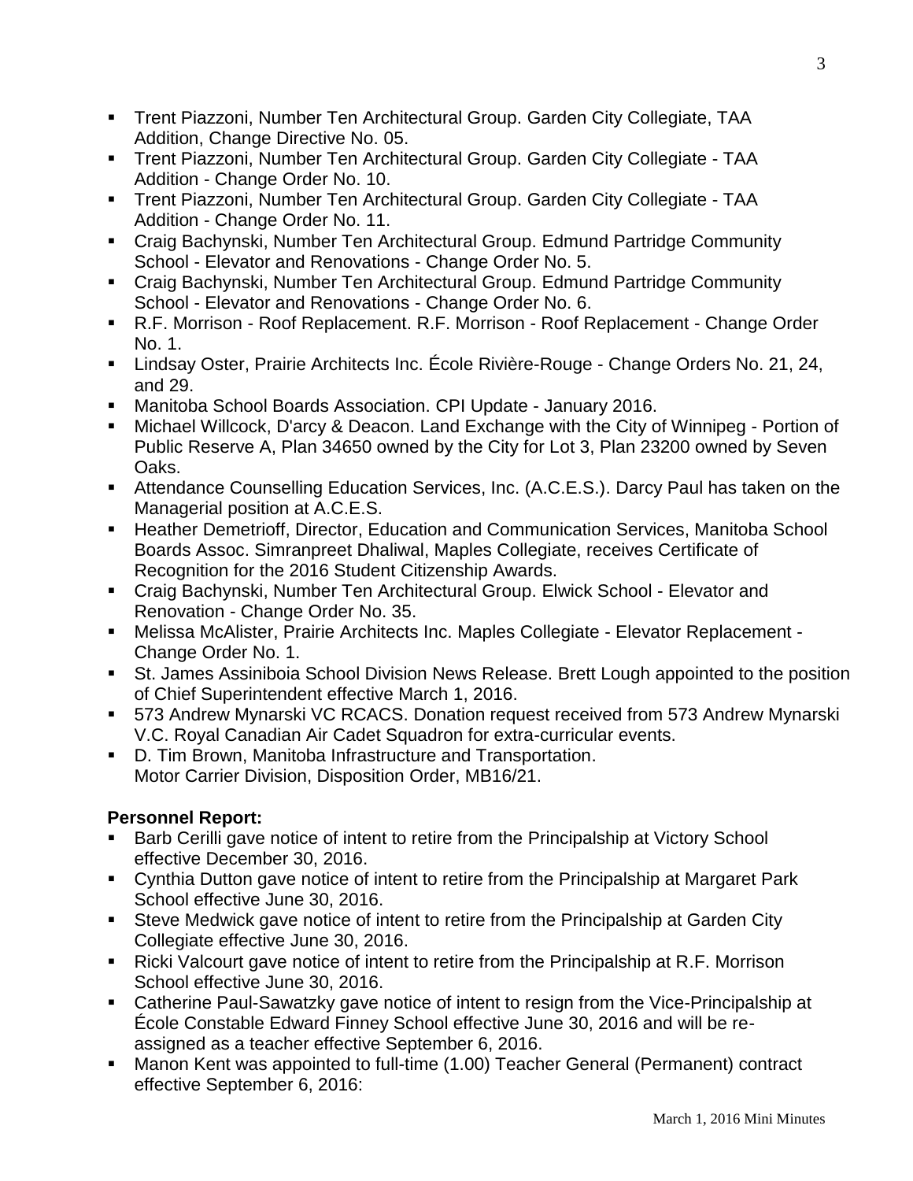- Trent Piazzoni, Number Ten Architectural Group. Garden City Collegiate, TAA Addition, Change Directive No. 05.
- Trent Piazzoni, Number Ten Architectural Group. Garden City Collegiate - TAA Addition - Change Order No. 10.
- Trent Piazzoni, Number Ten Architectural Group. Garden City Collegiate - TAA Addition - Change Order No. 11.
- Craig Bachynski, Number Ten Architectural Group. Edmund Partridge Community School - Elevator and Renovations - Change Order No. 5.
- Craig Bachynski, Number Ten Architectural Group. Edmund Partridge Community School - Elevator and Renovations - Change Order No. 6.
- R.F. Morrison - Roof Replacement. R.F. Morrison - Roof Replacement - Change Order No. 1.
- Lindsay Oster, Prairie Architects Inc. École Rivière-Rouge - Change Orders No. 21, 24, and 29.
- Manitoba School Boards Association. CPI Update - January 2016.
- Michael Willcock, D'arcy & Deacon. Land Exchange with the City of Winnipeg - Portion of Public Reserve A, Plan 34650 owned by the City for Lot 3, Plan 23200 owned by Seven Oaks.
- Attendance Counselling Education Services, Inc. (A.C.E.S.). Darcy Paul has taken on the Managerial position at A.C.E.S.
- Heather Demetrioff, Director, Education and Communication Services, Manitoba School Boards Assoc. Simranpreet Dhaliwal, Maples Collegiate, receives Certificate of Recognition for the 2016 Student Citizenship Awards.
- Craig Bachynski, Number Ten Architectural Group. Elwick School - Elevator and Renovation - Change Order No. 35.
- Melissa McAlister, Prairie Architects Inc. Maples Collegiate - Elevator Replacement - Change Order No. 1.
- St. James Assiniboia School Division News Release. Brett Lough appointed to the position of Chief Superintendent effective March 1, 2016.
- 573 Andrew Mynarski VC RCACS. Donation request received from 573 Andrew Mynarski V.C. Royal Canadian Air Cadet Squadron for extra-curricular events.
- D. Tim Brown, Manitoba Infrastructure and Transportation. Motor Carrier Division, Disposition Order, MB16/21.

**Personnel Report:**

- Barb Cerilli gave notice of intent to retire from the Principalship at Victory School effective December 30, 2016.
- Cynthia Dutton gave notice of intent to retire from the Principalship at Margaret Park School effective June 30, 2016.
- Steve Medwick gave notice of intent to retire from the Principalship at Garden City Collegiate effective June 30, 2016.
- Ricki Valcourt gave notice of intent to retire from the Principalship at R.F. Morrison School effective June 30, 2016.
- Catherine Paul-Sawatzky gave notice of intent to resign from the Vice-Principalship at École Constable Edward Finney School effective June 30, 2016 and will be re-assigned as a teacher effective September 6, 2016.
- Manon Kent was appointed to full-time (1.00) Teacher General (Permanent) contract effective September 6, 2016: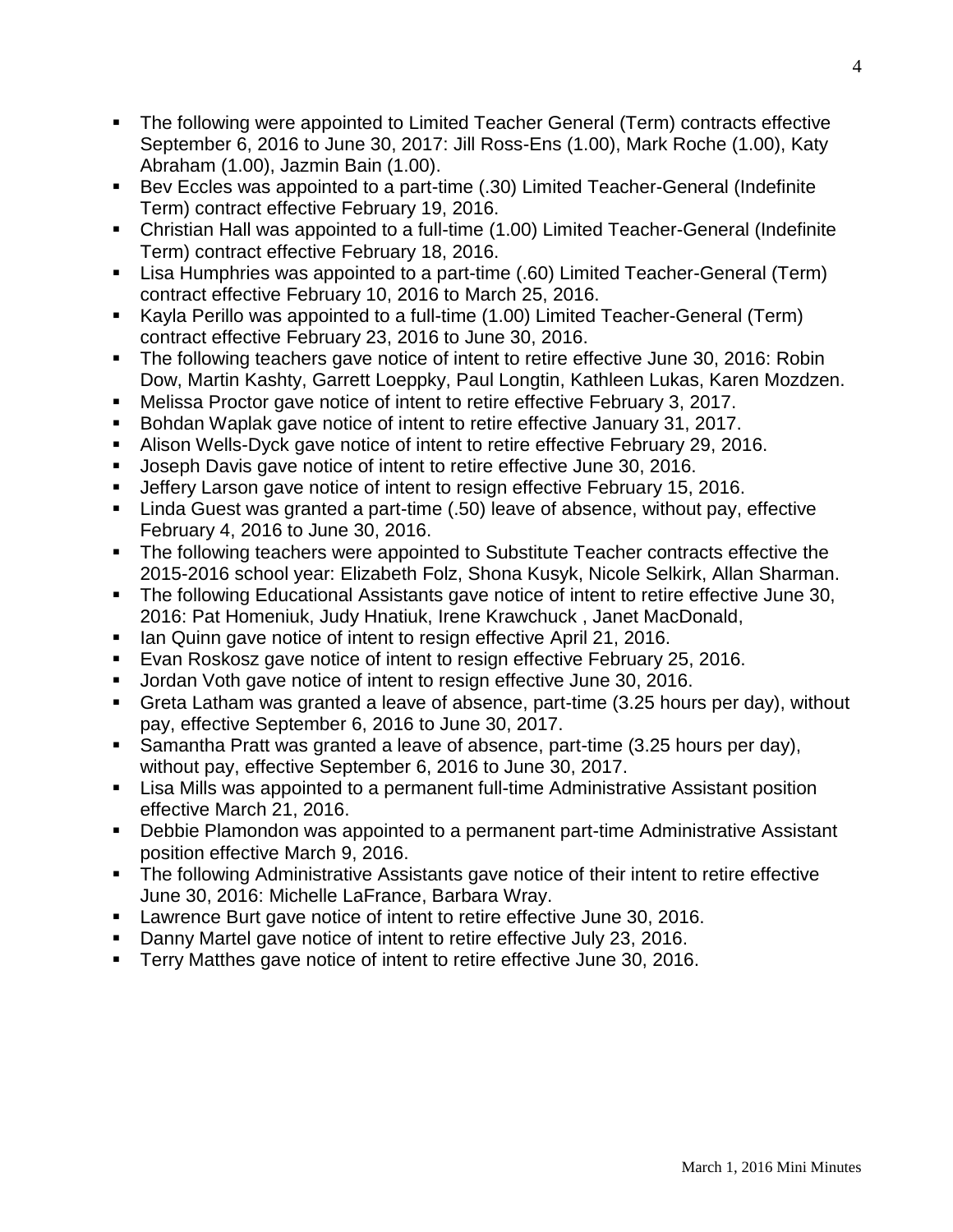- The following were appointed to Limited Teacher General (Term) contracts effective September 6, 2016 to June 30, 2017: Jill Ross-Ens (1.00), Mark Roche (1.00), Katy Abraham (1.00), Jazmin Bain (1.00).
- Bev Eccles was appointed to a part-time (.30) Limited Teacher-General (Indefinite Term) contract effective February 19, 2016.
- Christian Hall was appointed to a full-time (1.00) Limited Teacher-General (Indefinite Term) contract effective February 18, 2016.
- Lisa Humphries was appointed to a part-time (.60) Limited Teacher-General (Term) contract effective February 10, 2016 to March 25, 2016.
- Kayla Perillo was appointed to a full-time (1.00) Limited Teacher-General (Term) contract effective February 23, 2016 to June 30, 2016.
- The following teachers gave notice of intent to retire effective June 30, 2016: Robin Dow, Martin Kashty, Garrett Loeppky, Paul Longtin, Kathleen Lukas, Karen Mozdzen.
- Melissa Proctor gave notice of intent to retire effective February 3, 2017.
- Bohdan Waplak gave notice of intent to retire effective January 31, 2017.
- Alison Wells-Dyck gave notice of intent to retire effective February 29, 2016.
- Joseph Davis gave notice of intent to retire effective June 30, 2016.
- Jeffery Larson gave notice of intent to resign effective February 15, 2016.
- Linda Guest was granted a part-time (.50) leave of absence, without pay, effective February 4, 2016 to June 30, 2016.
- The following teachers were appointed to Substitute Teacher contracts effective the 2015-2016 school year: Elizabeth Folz, Shona Kusyk, Nicole Selkirk, Allan Sharman.
- The following Educational Assistants gave notice of intent to retire effective June 30, 2016: Pat Homeniuk, Judy Hnatiuk, Irene Krawchuck , Janet MacDonald,
- Ian Quinn gave notice of intent to resign effective April 21, 2016.
- Evan Roskosz gave notice of intent to resign effective February 25, 2016.
- Jordan Voth gave notice of intent to resign effective June 30, 2016.
- Greta Latham was granted a leave of absence, part-time (3.25 hours per day), without pay, effective September 6, 2016 to June 30, 2017.
- Samantha Pratt was granted a leave of absence, part-time (3.25 hours per day), without pay, effective September 6, 2016 to June 30, 2017.
- Lisa Mills was appointed to a permanent full-time Administrative Assistant position effective March 21, 2016.
- Debbie Plamondon was appointed to a permanent part-time Administrative Assistant position effective March 9, 2016.
- The following Administrative Assistants gave notice of their intent to retire effective June 30, 2016: Michelle LaFrance, Barbara Wray.
- Lawrence Burt gave notice of intent to retire effective June 30, 2016.
- Danny Martel gave notice of intent to retire effective July 23, 2016.
- Terry Matthes gave notice of intent to retire effective June 30, 2016.